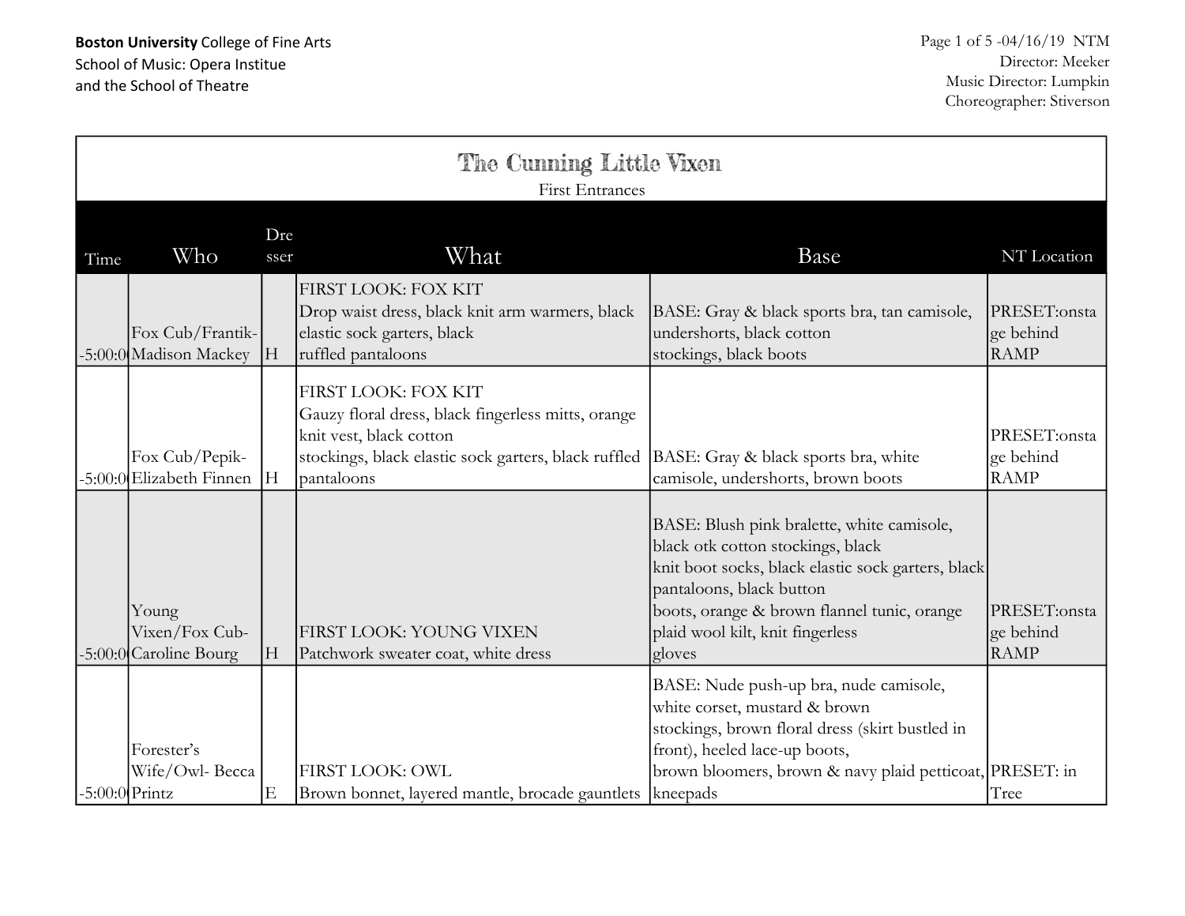**Boston University** College of Fine Arts
School of Music: Opera Institue
and the School of Theatre

Page 1 of 5 -04/16/19 NTM
Director: Meeker
Music Director: Lumpkin
Choreographer: Stiverson

# The Cunning Little Vixen

First Entrances

| Time | Who | Dresser | What | Base | NT Location |
|---|---|---|---|---|---|
| -5:00:0 | Fox Cub/Frantik- Madison Mackey | H | FIRST LOOK: FOX KIT<br>Drop waist dress, black knit arm warmers, black elastic sock garters, black ruffled pantaloons | BASE: Gray & black sports bra, tan camisole, undershorts, black cotton stockings, black boots | PRESET:onstage behind RAMP |
| -5:00:0 | Fox Cub/Pepik- Elizabeth Finnen | H | FIRST LOOK: FOX KIT<br>Gauzy floral dress, black fingerless mitts, orange knit vest, black cotton stockings, black elastic sock garters, black ruffled pantaloons | BASE: Gray & black sports bra, white camisole, undershorts, brown boots | PRESET:onstage behind RAMP |
| -5:00:0 | Young Vixen/Fox Cub- Caroline Bourg | H | FIRST LOOK: YOUNG VIXEN<br>Patchwork sweater coat, white dress | BASE: Blush pink bralette, white camisole, black otk cotton stockings, black knit boot socks, black elastic sock garters, black pantaloons, black button boots, orange & brown flannel tunic, orange plaid wool kilt, knit fingerless gloves | PRESET:onstage behind RAMP |
| -5:00:0 | Forester's Wife/Owl- Becca Printz | E | FIRST LOOK: OWL<br>Brown bonnet, layered mantle, brocade gauntlets | BASE: Nude push-up bra, nude camisole, white corset, mustard & brown stockings, brown floral dress (skirt bustled in front), heeled lace-up boots, brown bloomers, brown & navy plaid petticoat, kneepads | PRESET: in Tree |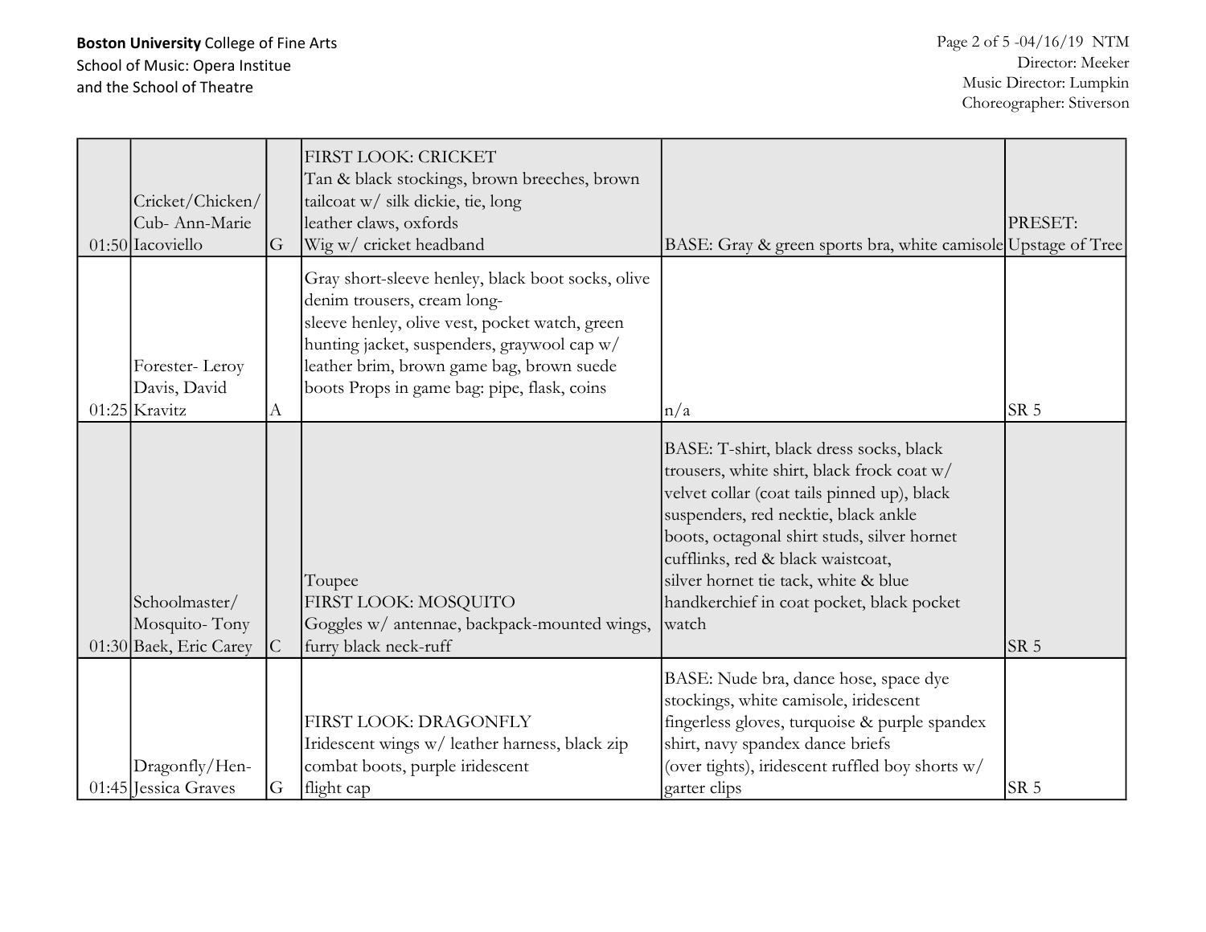**Boston University** College of Fine Arts
School of Music: Opera Institue
and the School of Theatre

Director: Meeker
Music Director: Lumpkin
Choreographer: Stiverson

| | | | | | |
|---|---|---|---|---|---|
| 01:50 | Cricket/Chicken/ Cub- Ann-Marie Iacoviello | G | FIRST LOOK: CRICKET<br>Tan & black stockings, brown breeches, brown tailcoat w/ silk dickie, tie, long leather claws, oxfords<br>Wig w/ cricket headband | BASE: Gray & green sports bra, white camisole | PRESET: Upstage of Tree |
| 01:25 | Forester- Leroy Davis, David Kravitz | A | Gray short-sleeve henley, black boot socks, olive denim trousers, cream long-sleeve henley, olive vest, pocket watch, green hunting jacket, suspenders, graywool cap w/ leather brim, brown game bag, brown suede boots Props in game bag: pipe, flask, coins | n/a | SR 5 |
| 01:30 | Schoolmaster/ Mosquito- Tony Baek, Eric Carey | C | Toupee<br>FIRST LOOK: MOSQUITO<br>Goggles w/ antennae, backpack-mounted wings, furry black neck-ruff | BASE: T-shirt, black dress socks, black trousers, white shirt, black frock coat w/ velvet collar (coat tails pinned up), black suspenders, red necktie, black ankle boots, octagonal shirt studs, silver hornet cufflinks, red & black waistcoat, silver hornet tie tack, white & blue handkerchief in coat pocket, black pocket watch | SR 5 |
| 01:45 | Dragonfly/Hen- Jessica Graves | G | FIRST LOOK: DRAGONFLY<br>Iridescent wings w/ leather harness, black zip combat boots, purple iridescent flight cap | BASE: Nude bra, dance hose, space dye stockings, white camisole, iridescent fingerless gloves, turquoise & purple spandex shirt, navy spandex dance briefs (over tights), iridescent ruffled boy shorts w/ garter clips | SR 5 |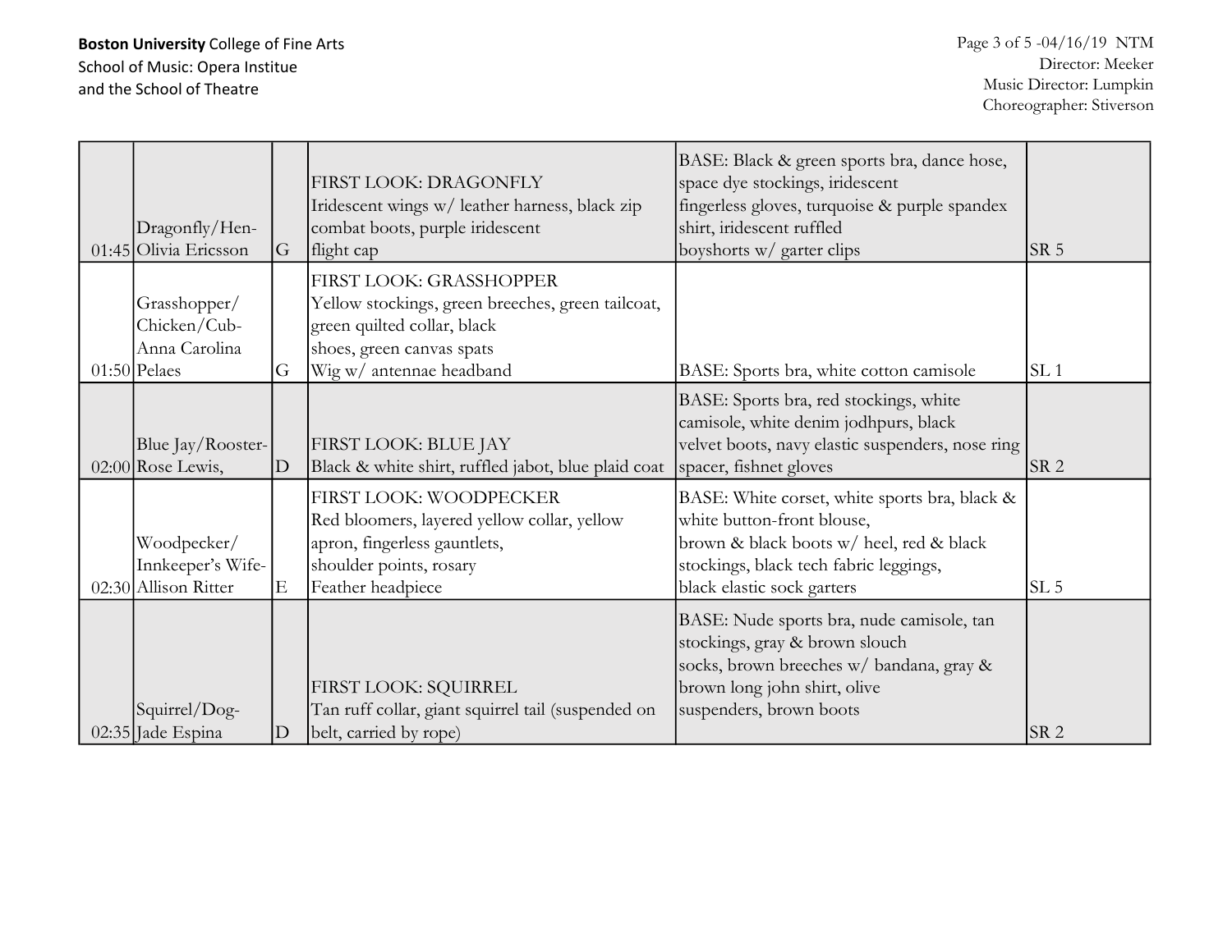**Boston University** College of Fine Arts
School of Music: Opera Institue
and the School of Theatre

Director: Meeker
Music Director: Lumpkin
Choreographer: Stiverson

| | | | | | |
|---|---|---|---|---|---|
| 01:45 | Dragonfly/Hen-Olivia Ericsson | G | FIRST LOOK: DRAGONFLY<br>Iridescent wings w/ leather harness, black zip combat boots, purple iridescent flight cap | BASE: Black & green sports bra, dance hose, space dye stockings, iridescent fingerless gloves, turquoise & purple spandex shirt, iridescent ruffled boyshorts w/ garter clips | SR 5 |
| 01:50 | Grasshopper/Chicken/Cub-Anna Carolina Pelaes | G | FIRST LOOK: GRASSHOPPER<br>Yellow stockings, green breeches, green tailcoat, green quilted collar, black shoes, green canvas spats<br>Wig w/ antennae headband | BASE: Sports bra, white cotton camisole | SL 1 |
| 02:00 | Blue Jay/Rooster-Rose Lewis, | D | FIRST LOOK: BLUE JAY<br>Black & white shirt, ruffled jabot, blue plaid coat | BASE: Sports bra, red stockings, white camisole, white denim jodhpurs, black velvet boots, navy elastic suspenders, nose ring spacer, fishnet gloves | SR 2 |
| 02:30 | Woodpecker/Innkeeper's Wife-Allison Ritter | E | FIRST LOOK: WOODPECKER<br>Red bloomers, layered yellow collar, yellow apron, fingerless gauntlets, shoulder points, rosary<br>Feather headpiece | BASE: White corset, white sports bra, black & white button-front blouse, brown & black boots w/ heel, red & black stockings, black tech fabric leggings, black elastic sock garters | SL 5 |
| 02:35 | Squirrel/Dog-Jade Espina | D | FIRST LOOK: SQUIRREL<br>Tan ruff collar, giant squirrel tail (suspended on belt, carried by rope) | BASE: Nude sports bra, nude camisole, tan stockings, gray & brown slouch socks, brown breeches w/ bandana, gray & brown long john shirt, olive suspenders, brown boots | SR 2 |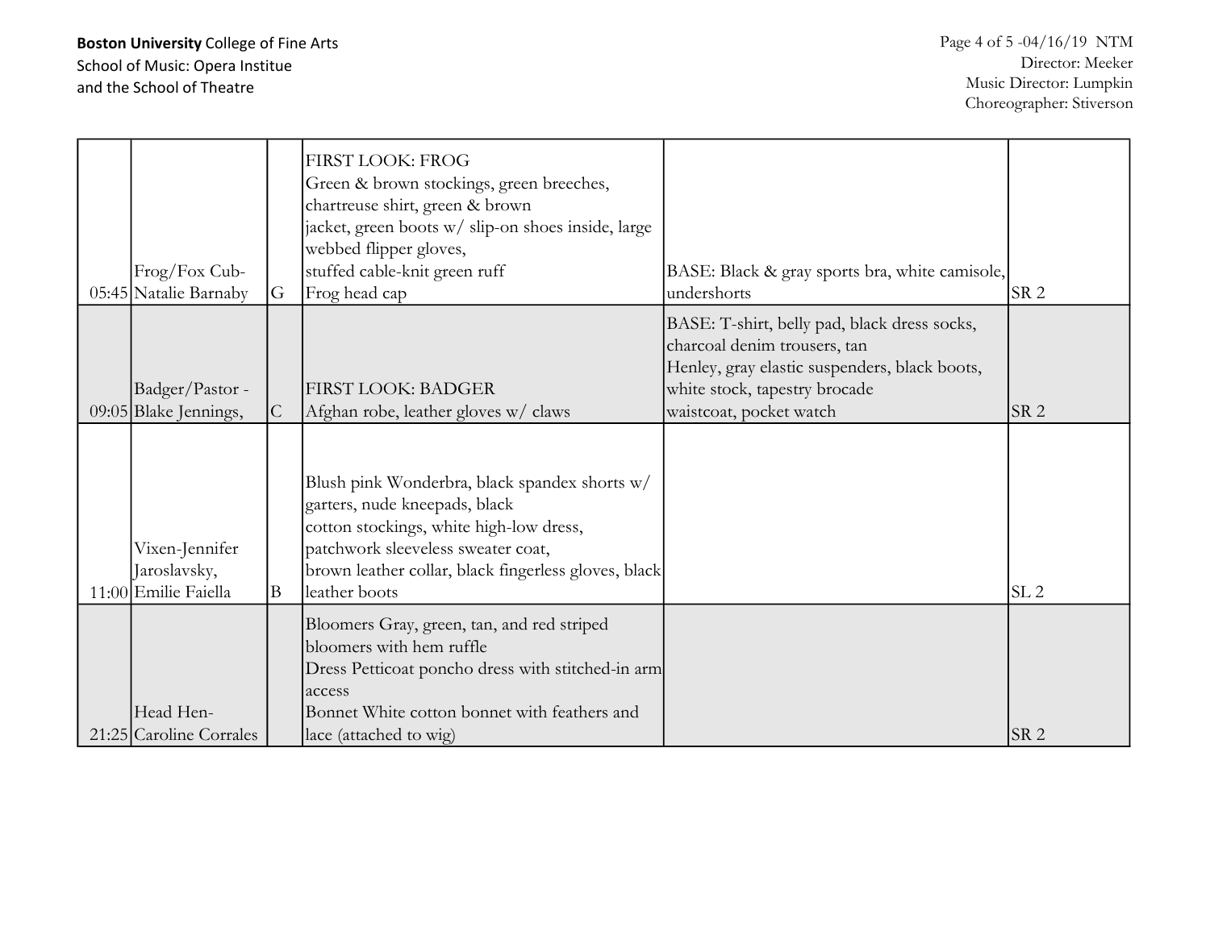| | | | | | |
|---|---|---|---|---|---|
| 05:45 | Frog/Fox Cub-Natalie Barnaby | G | FIRST LOOK: FROG<br>Green & brown stockings, green breeches, chartreuse shirt, green & brown jacket, green boots w/ slip-on shoes inside, large webbed flipper gloves, stuffed cable-knit green ruff<br>Frog head cap | BASE: Black & gray sports bra, white camisole, undershorts | SR 2 |
| 09:05 | Badger/Pastor - Blake Jennings, | C | FIRST LOOK: BADGER<br>Afghan robe, leather gloves w/ claws | BASE: T-shirt, belly pad, black dress socks, charcoal denim trousers, tan Henley, gray elastic suspenders, black boots, white stock, tapestry brocade waistcoat, pocket watch | SR 2 |
| 11:00 | Vixen-Jennifer Jaroslavsky, Emilie Faiella | B | Blush pink Wonderbra, black spandex shorts w/ garters, nude kneepads, black cotton stockings, white high-low dress, patchwork sleeveless sweater coat, brown leather collar, black fingerless gloves, black leather boots | | SL 2 |
| 21:25 | Head Hen-Caroline Corrales | | Bloomers Gray, green, tan, and red striped bloomers with hem ruffle<br>Dress Petticoat poncho dress with stitched-in arm access<br>Bonnet White cotton bonnet with feathers and lace (attached to wig) | | SR 2 |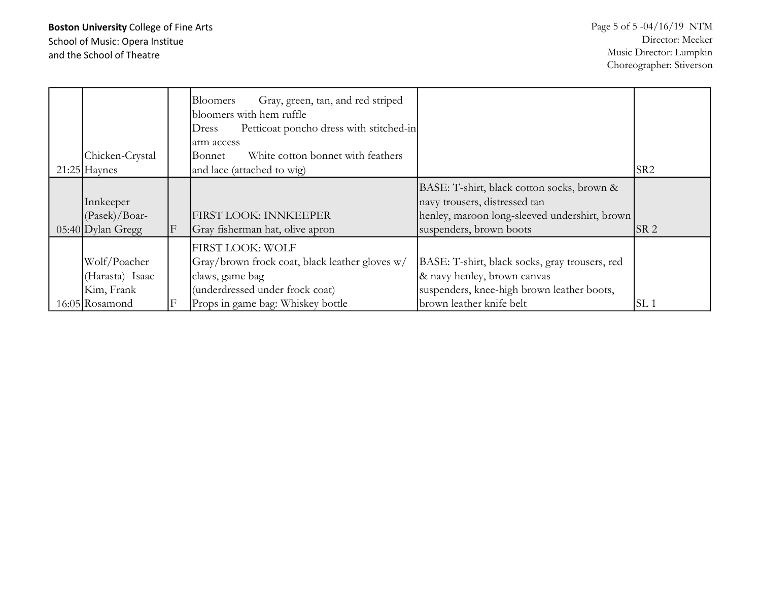| | | | | | |
|---|---|---|---|---|---|
| 21:25 | Chicken-Crystal Haynes | | Bloomers Gray, green, tan, and red striped bloomers with hem ruffle<br>Dress Petticoat poncho dress with stitched-in arm access<br>Bonnet White cotton bonnet with feathers and lace (attached to wig) | | SR2 |
| 05:40 | Innkeeper (Pasek)/Boar-Dylan Gregg | F | FIRST LOOK: INNKEEPER<br>Gray fisherman hat, olive apron | BASE: T-shirt, black cotton socks, brown & navy trousers, distressed tan henley, maroon long-sleeved undershirt, brown suspenders, brown boots | SR 2 |
| 16:05 | Wolf/Poacher (Harasta)- Isaac Kim, Frank Rosamond | F | FIRST LOOK: WOLF<br>Gray/brown frock coat, black leather gloves w/ claws, game bag<br>(underdressed under frock coat)<br>Props in game bag: Whiskey bottle | BASE: T-shirt, black socks, gray trousers, red & navy henley, brown canvas suspenders, knee-high brown leather boots, brown leather knife belt | SL 1 |